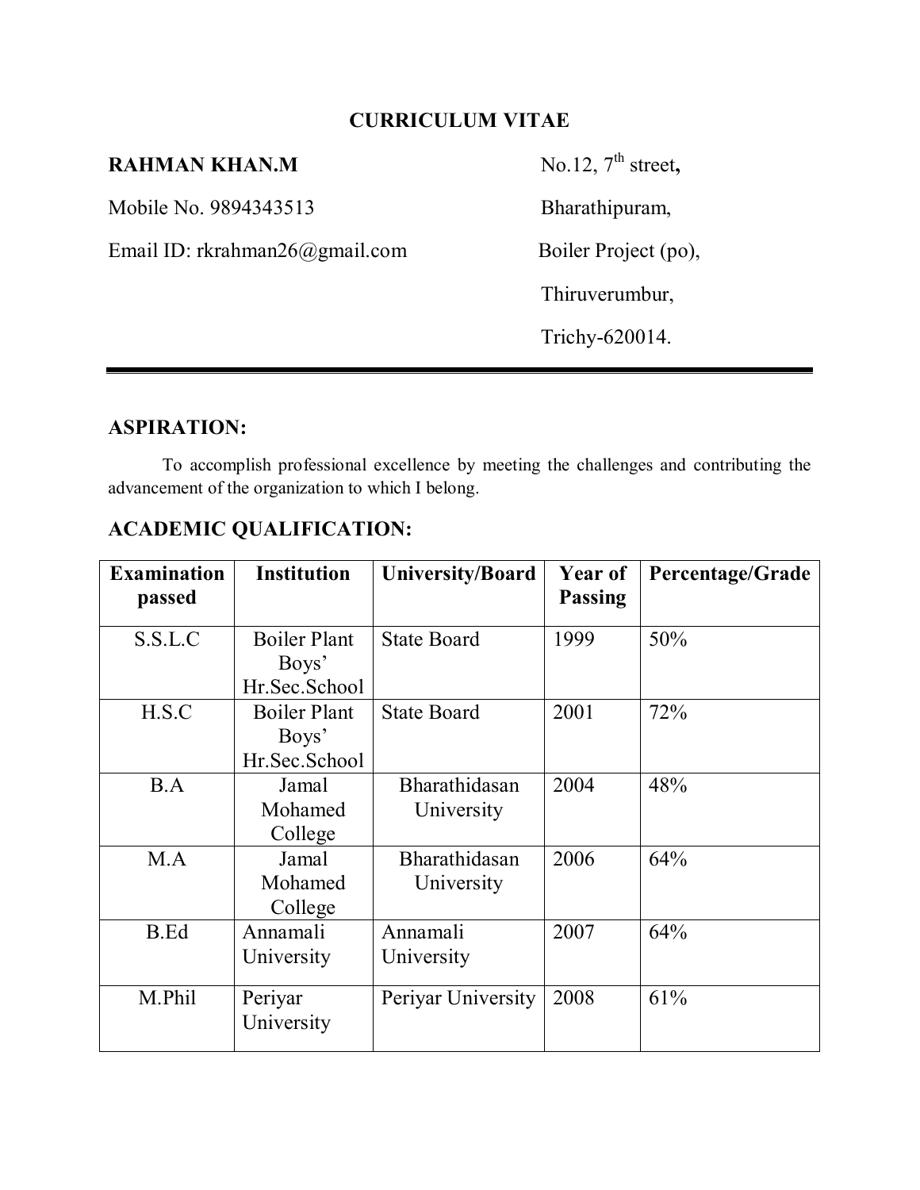# CURRICULUM VITAE

**RAHMAN KHAN.M**

Mobile No. 9894343513

Email ID: rkrahman26@gmail.com

No.12, 7th street,
Bharathipuram,
Boiler Project (po),
Thiruverumbur,
Trichy-620014.

---

## ASPIRATION:

To accomplish professional excellence by meeting the challenges and contributing the advancement of the organization to which I belong.

## ACADEMIC QUALIFICATION:

| Examination passed | Institution | University/Board | Year of Passing | Percentage/Grade |
|---|---|---|---|---|
| S.S.L.C | Boiler Plant Boys' Hr.Sec.School | State Board | 1999 | 50% |
| H.S.C | Boiler Plant Boys' Hr.Sec.School | State Board | 2001 | 72% |
| B.A | Jamal Mohamed College | Bharathidasan University | 2004 | 48% |
| M.A | Jamal Mohamed College | Bharathidasan University | 2006 | 64% |
| B.Ed | Annamali University | Annamali University | 2007 | 64% |
| M.Phil | Periyar University | Periyar University | 2008 | 61% |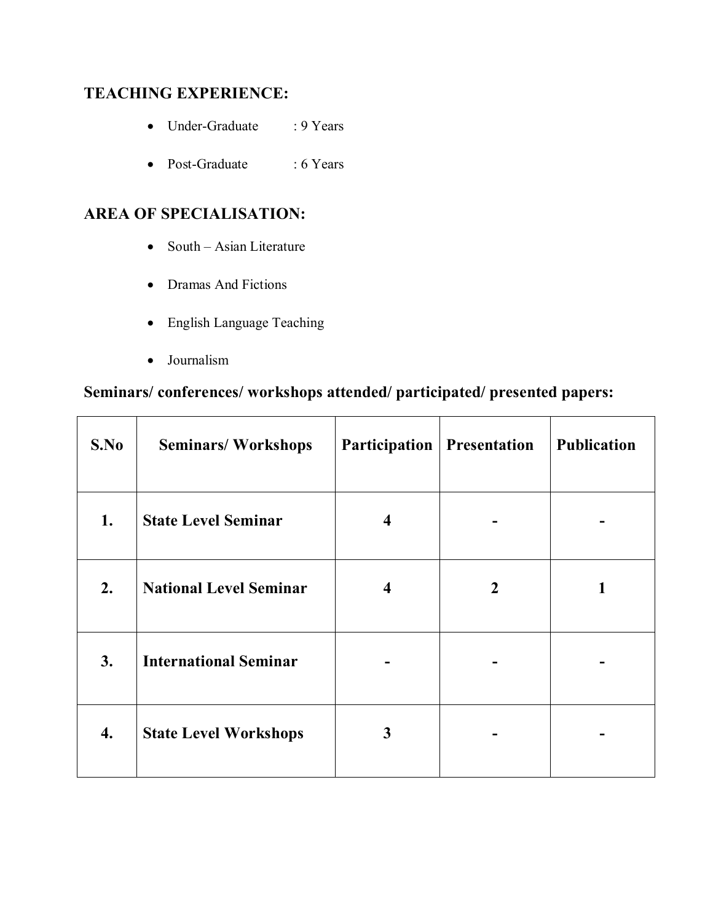## TEACHING EXPERIENCE:

- Under-Graduate : 9 Years
- Post-Graduate : 6 Years

## AREA OF SPECIALISATION:

- South – Asian Literature
- Dramas And Fictions
- English Language Teaching
- Journalism

### Seminars/ conferences/ workshops attended/ participated/ presented papers:

| S.No | Seminars/ Workshops | Participation | Presentation | Publication |
|---|---|---|---|---|
| **1.** | **State Level Seminar** | **4** | **-** | **-** |
| **2.** | **National Level Seminar** | **4** | **2** | **1** |
| **3.** | **International Seminar** | **-** | **-** | **-** |
| **4.** | **State Level Workshops** | **3** | **-** | **-** |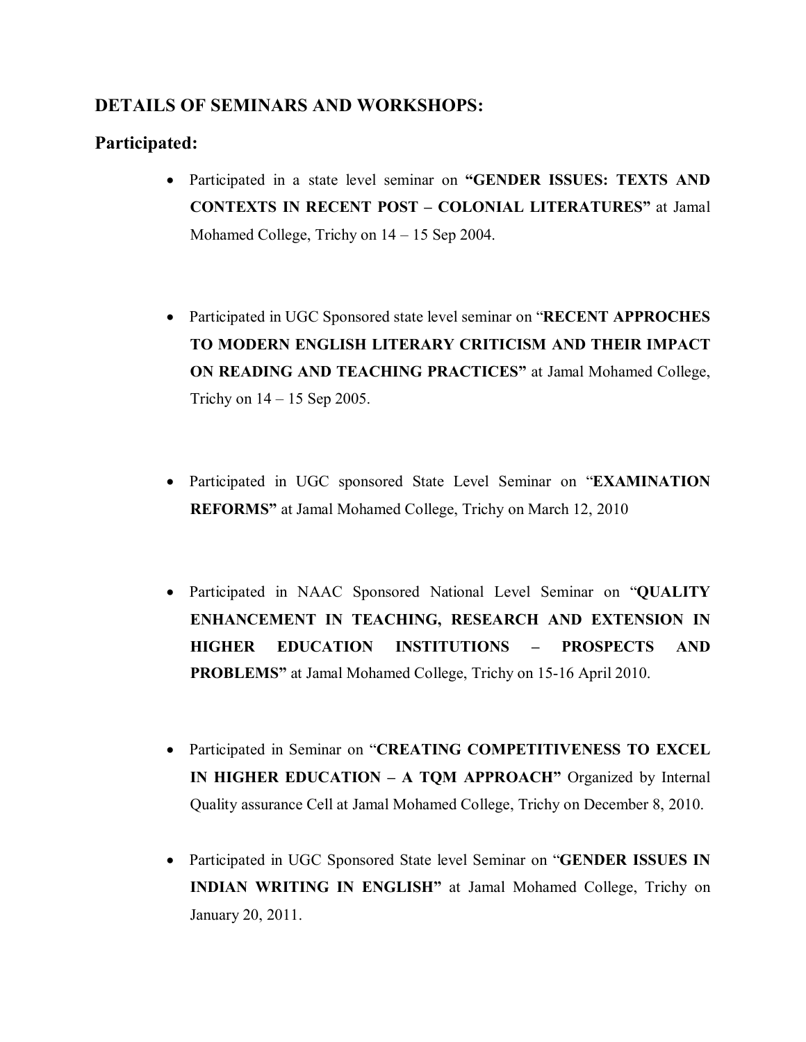## DETAILS OF SEMINARS AND WORKSHOPS:

### Participated:

- Participated in a state level seminar on **"GENDER ISSUES: TEXTS AND CONTEXTS IN RECENT POST – COLONIAL LITERATURES"** at Jamal Mohamed College, Trichy on 14 – 15 Sep 2004.

- Participated in UGC Sponsored state level seminar on "**RECENT APPROCHES TO MODERN ENGLISH LITERARY CRITICISM AND THEIR IMPACT ON READING AND TEACHING PRACTICES"** at Jamal Mohamed College, Trichy on 14 – 15 Sep 2005.

- Participated in UGC sponsored State Level Seminar on "**EXAMINATION REFORMS"** at Jamal Mohamed College, Trichy on March 12, 2010

- Participated in NAAC Sponsored National Level Seminar on "**QUALITY ENHANCEMENT IN TEACHING, RESEARCH AND EXTENSION IN HIGHER EDUCATION INSTITUTIONS – PROSPECTS AND PROBLEMS"** at Jamal Mohamed College, Trichy on 15-16 April 2010.

- Participated in Seminar on "**CREATING COMPETITIVENESS TO EXCEL IN HIGHER EDUCATION – A TQM APPROACH"** Organized by Internal Quality assurance Cell at Jamal Mohamed College, Trichy on December 8, 2010.

- Participated in UGC Sponsored State level Seminar on "**GENDER ISSUES IN INDIAN WRITING IN ENGLISH"** at Jamal Mohamed College, Trichy on January 20, 2011.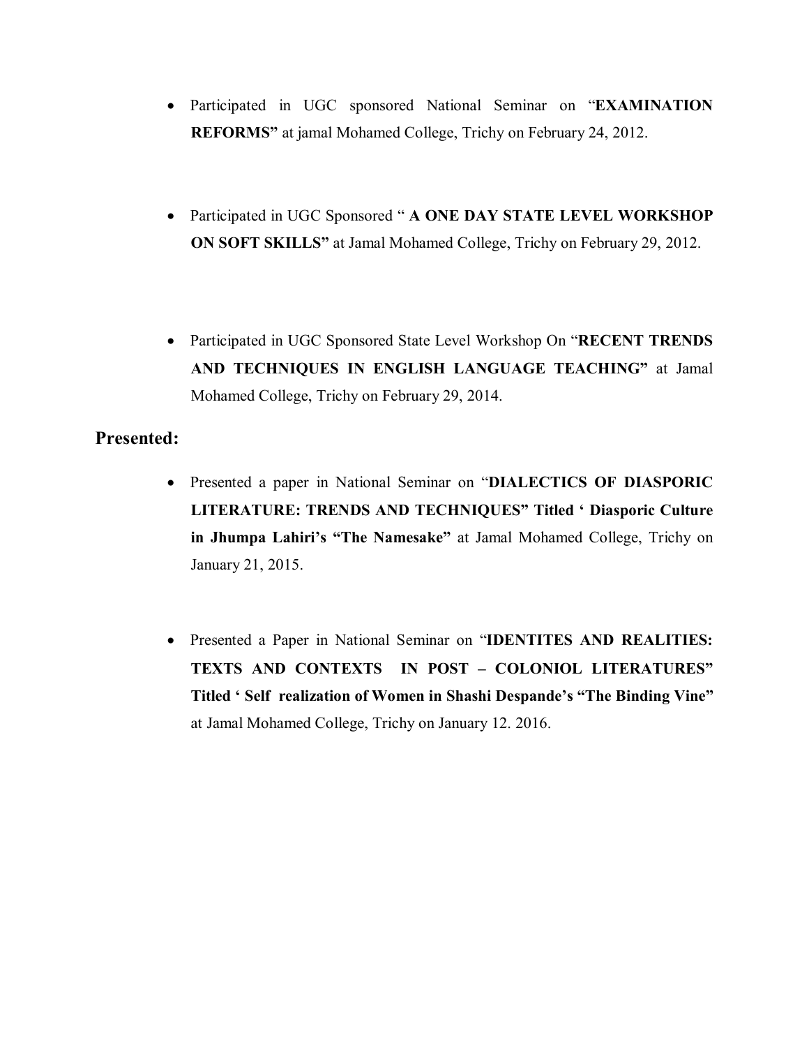- Participated in UGC sponsored National Seminar on "**EXAMINATION REFORMS"** at jamal Mohamed College, Trichy on February 24, 2012.

- Participated in UGC Sponsored " **A ONE DAY STATE LEVEL WORKSHOP ON SOFT SKILLS"** at Jamal Mohamed College, Trichy on February 29, 2012.

- Participated in UGC Sponsored State Level Workshop On "**RECENT TRENDS AND TECHNIQUES IN ENGLISH LANGUAGE TEACHING"** at Jamal Mohamed College, Trichy on February 29, 2014.

## Presented:

- Presented a paper in National Seminar on "**DIALECTICS OF DIASPORIC LITERATURE: TRENDS AND TECHNIQUES" Titled ' Diasporic Culture in Jhumpa Lahiri's "The Namesake"** at Jamal Mohamed College, Trichy on January 21, 2015.

- Presented a Paper in National Seminar on "**IDENTITES AND REALITIES: TEXTS AND CONTEXTS IN POST – COLONIOL LITERATURES" Titled ' Self realization of Women in Shashi Despande's "The Binding Vine"** at Jamal Mohamed College, Trichy on January 12. 2016.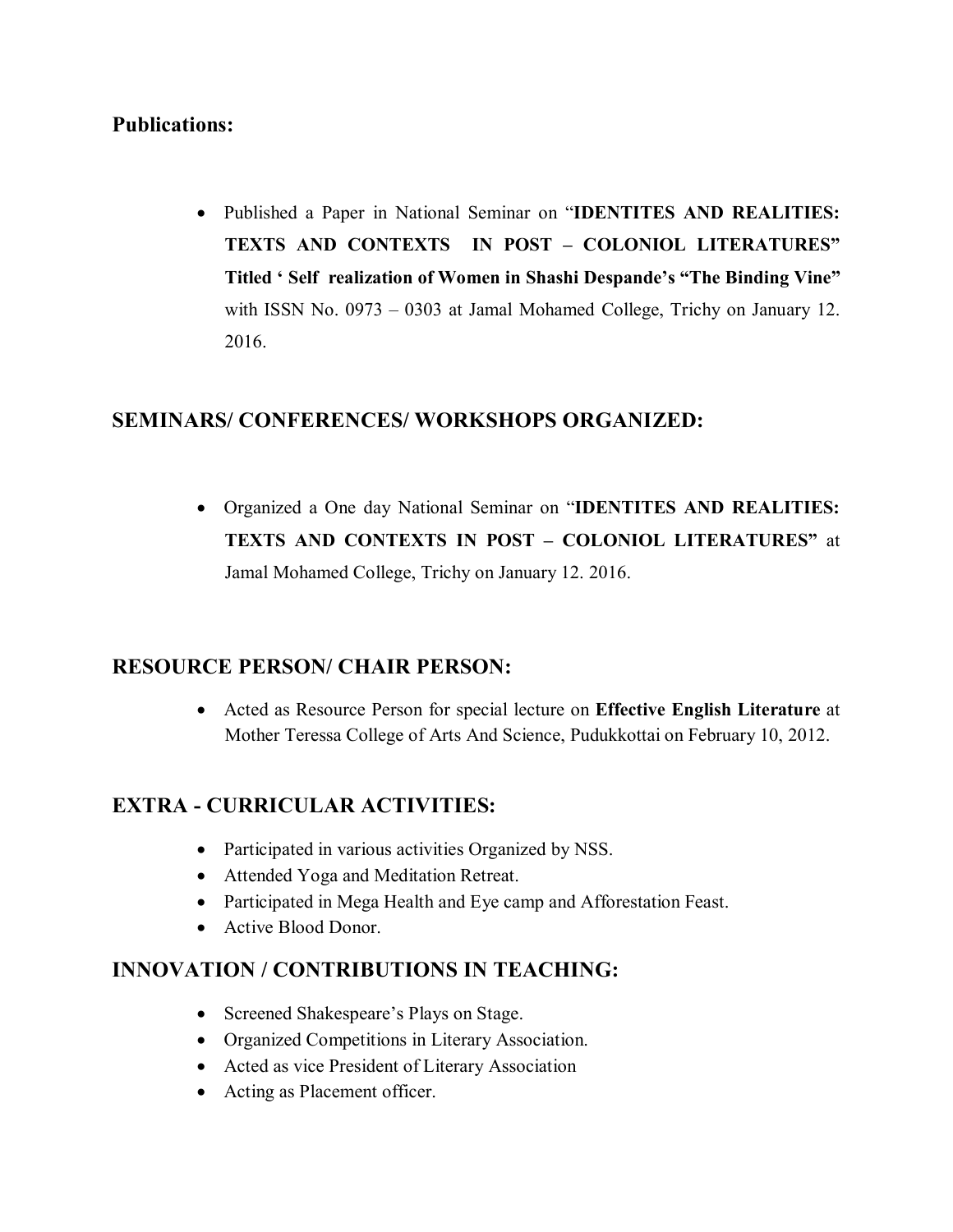## Publications:

- Published a Paper in National Seminar on "**IDENTITES AND REALITIES: TEXTS AND CONTEXTS IN POST – COLONIOL LITERATURES" Titled ' Self realization of Women in Shashi Despande's "The Binding Vine"** with ISSN No. 0973 – 0303 at Jamal Mohamed College, Trichy on January 12. 2016.

## SEMINARS/ CONFERENCES/ WORKSHOPS ORGANIZED:

- Organized a One day National Seminar on "**IDENTITES AND REALITIES: TEXTS AND CONTEXTS IN POST – COLONIOL LITERATURES"** at Jamal Mohamed College, Trichy on January 12. 2016.

## RESOURCE PERSON/ CHAIR PERSON:

- Acted as Resource Person for special lecture on **Effective English Literature** at Mother Teressa College of Arts And Science, Pudukkottai on February 10, 2012.

## EXTRA - CURRICULAR ACTIVITIES:

- Participated in various activities Organized by NSS.
- Attended Yoga and Meditation Retreat.
- Participated in Mega Health and Eye camp and Afforestation Feast.
- Active Blood Donor.

## INNOVATION / CONTRIBUTIONS IN TEACHING:

- Screened Shakespeare's Plays on Stage.
- Organized Competitions in Literary Association.
- Acted as vice President of Literary Association
- Acting as Placement officer.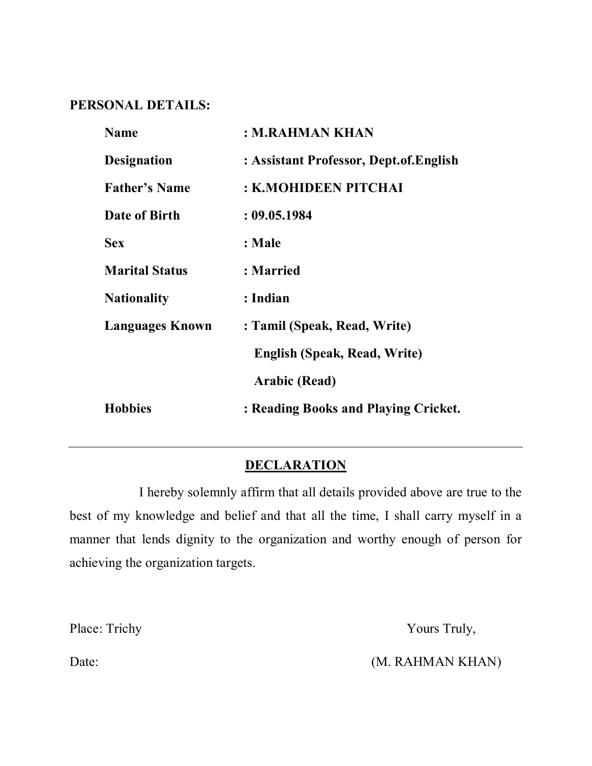**PERSONAL DETAILS:**

| | |
|---|---|
| **Name** | **: M.RAHMAN KHAN** |
| **Designation** | **: Assistant Professor, Dept.of.English** |
| **Father's Name** | **: K.MOHIDEEN PITCHAI** |
| **Date of Birth** | **: 09.05.1984** |
| **Sex** | **: Male** |
| **Marital Status** | **: Married** |
| **Nationality** | **: Indian** |
| **Languages Known** | **: Tamil (Speak, Read, Write)** |
| | **English (Speak, Read, Write)** |
| | **Arabic (Read)** |
| **Hobbies** | **: Reading Books and Playing Cricket.** |

---

## DECLARATION

I hereby solemnly affirm that all details provided above are true to the best of my knowledge and belief and that all the time, I shall carry myself in a manner that lends dignity to the organization and worthy enough of person for achieving the organization targets.

Place: Trichy

Yours Truly,

Date:

(M. RAHMAN KHAN)